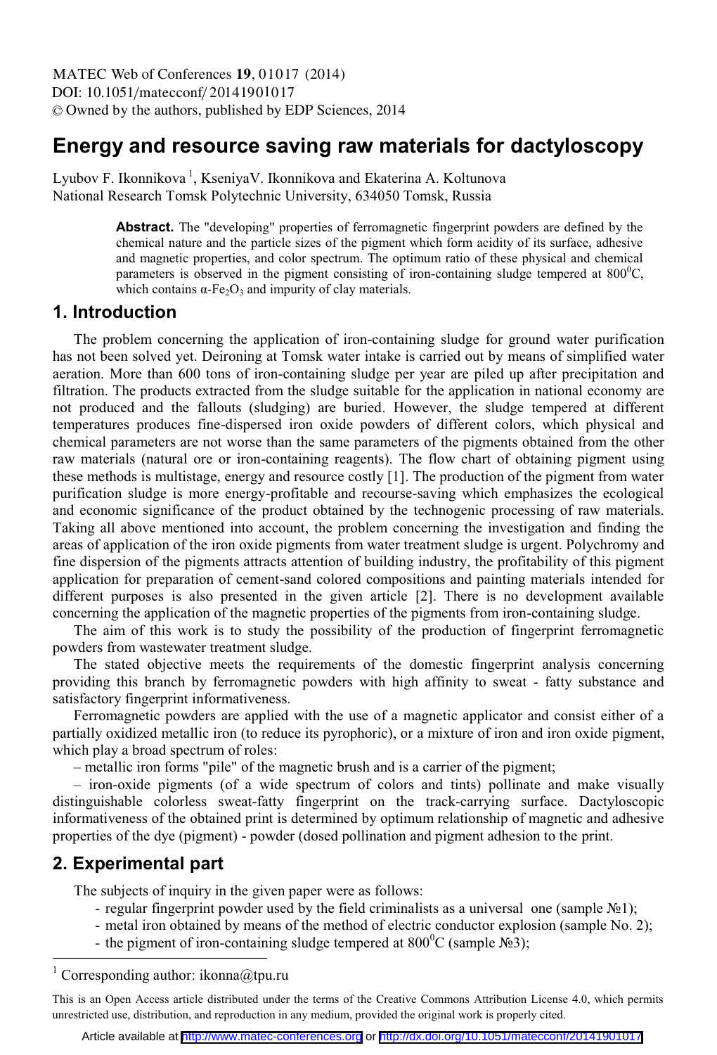# Energy and resource saving raw materials for dactyloscopy

Lyubov F. Ikonnikova[1], KseniyaV. Ikonnikova and Ekaterina A. Koltunova
National Research Tomsk Polytechnic University, 634050 Tomsk, Russia

**Abstract.** The "developing" properties of ferromagnetic fingerprint powders are defined by the chemical nature and the particle sizes of the pigment which form acidity of its surface, adhesive and magnetic properties, and color spectrum. The optimum ratio of these physical and chemical parameters is observed in the pigment consisting of iron-containing sludge tempered at $800^0$C, which contains $\alpha$-$Fe_2O_3$ and impurity of clay materials.

## 1. Introduction

The problem concerning the application of iron-containing sludge for ground water purification has not been solved yet. Deironing at Tomsk water intake is carried out by means of simplified water aeration. More than 600 tons of iron-containing sludge per year are piled up after precipitation and filtration. The products extracted from the sludge suitable for the application in national economy are not produced and the fallouts (sludging) are buried. However, the sludge tempered at different temperatures produces fine-dispersed iron oxide powders of different colors, which physical and chemical parameters are not worse than the same parameters of the pigments obtained from the other raw materials (natural ore or iron-containing reagents). The flow chart of obtaining pigment using these methods is multistage, energy and resource costly [1]. The production of the pigment from water purification sludge is more energy-profitable and recourse-saving which emphasizes the ecological and economic significance of the product obtained by the technogenic processing of raw materials. Taking all above mentioned into account, the problem concerning the investigation and finding the areas of application of the iron oxide pigments from water treatment sludge is urgent. Polychromy and fine dispersion of the pigments attracts attention of building industry, the profitability of this pigment application for preparation of cement-sand colored compositions and painting materials intended for different purposes is also presented in the given article [2]. There is no development available concerning the application of the magnetic properties of the pigments from iron-containing sludge.

The aim of this work is to study the possibility of the production of fingerprint ferromagnetic powders from wastewater treatment sludge.

The stated objective meets the requirements of the domestic fingerprint analysis concerning providing this branch by ferromagnetic powders with high affinity to sweat - fatty substance and satisfactory fingerprint informativeness.

Ferromagnetic powders are applied with the use of a magnetic applicator and consist either of a partially oxidized metallic iron (to reduce its pyrophoric), or a mixture of iron and iron oxide pigment, which play a broad spectrum of roles:

– metallic iron forms "pile" of the magnetic brush and is a carrier of the pigment;

– iron-oxide pigments (of a wide spectrum of colors and tints) pollinate and make visually distinguishable colorless sweat-fatty fingerprint on the track-carrying surface. Dactyloscopic informativeness of the obtained print is determined by optimum relationship of magnetic and adhesive properties of the dye (pigment) - powder (dosed pollination and pigment adhesion to the print.

## 2. Experimental part

The subjects of inquiry in the given paper were as follows:

- regular fingerprint powder used by the field criminalists as a universal one (sample №1);
- metal iron obtained by means of the method of electric conductor explosion (sample No. 2);
- the pigment of iron-containing sludge tempered at $800^0$C (sample №3);

[1] Corresponding author: ikonna@tpu.ru

This is an Open Access article distributed under the terms of the Creative Commons Attribution License 4.0, which permits unrestricted use, distribution, and reproduction in any medium, provided the original work is properly cited.

Article available at http://www.matec-conferences.org or http://dx.doi.org/10.1051/matecconf/20141901017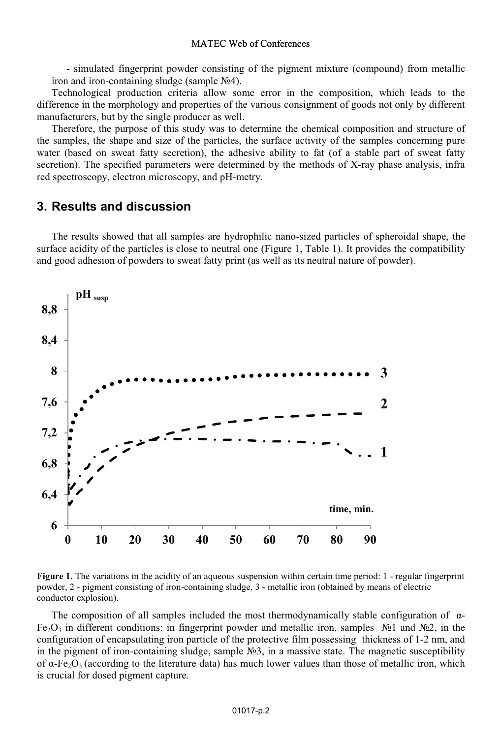- simulated fingerprint powder consisting of the pigment mixture (compound) from metallic iron and iron-containing sludge (sample №4).

Technological production criteria allow some error in the composition, which leads to the difference in the morphology and properties of the various consignment of goods not only by different manufacturers, but by the single producer as well.

Therefore, the purpose of this study was to determine the chemical composition and structure of the samples, the shape and size of the particles, the surface activity of the samples concerning pure water (based on sweat fatty secretion), the adhesive ability to fat (of a stable part of sweat fatty secretion). The specified parameters were determined by the methods of X-ray phase analysis, infra red spectroscopy, electron microscopy, and pH-metry.

## 3. Results and discussion

The results showed that all samples are hydrophilic nano-sized particles of spheroidal shape, the surface acidity of the particles is close to neutral one (Figure 1, Table 1). It provides the compatibility and good adhesion of powders to sweat fatty print (as well as its neutral nature of powder).

**Figure 1.** The variations in the acidity of an aqueous suspension within certain time period: 1 - regular fingerprint powder, 2 - pigment consisting of iron-containing sludge, 3 - metallic iron (obtained by means of electric conductor explosion).

The composition of all samples included the most thermodynamically stable configuration of $\alpha$-$Fe_2O_3$ in different conditions: in fingerprint powder and metallic iron, samples №1 and №2, in the configuration of encapsulating iron particle of the protective film possessing thickness of 1-2 nm, and in the pigment of iron-containing sludge, sample №3, in a massive state. The magnetic susceptibility of $\alpha$-$Fe_2O_3$ (according to the literature data) has much lower values than those of metallic iron, which is crucial for dosed pigment capture.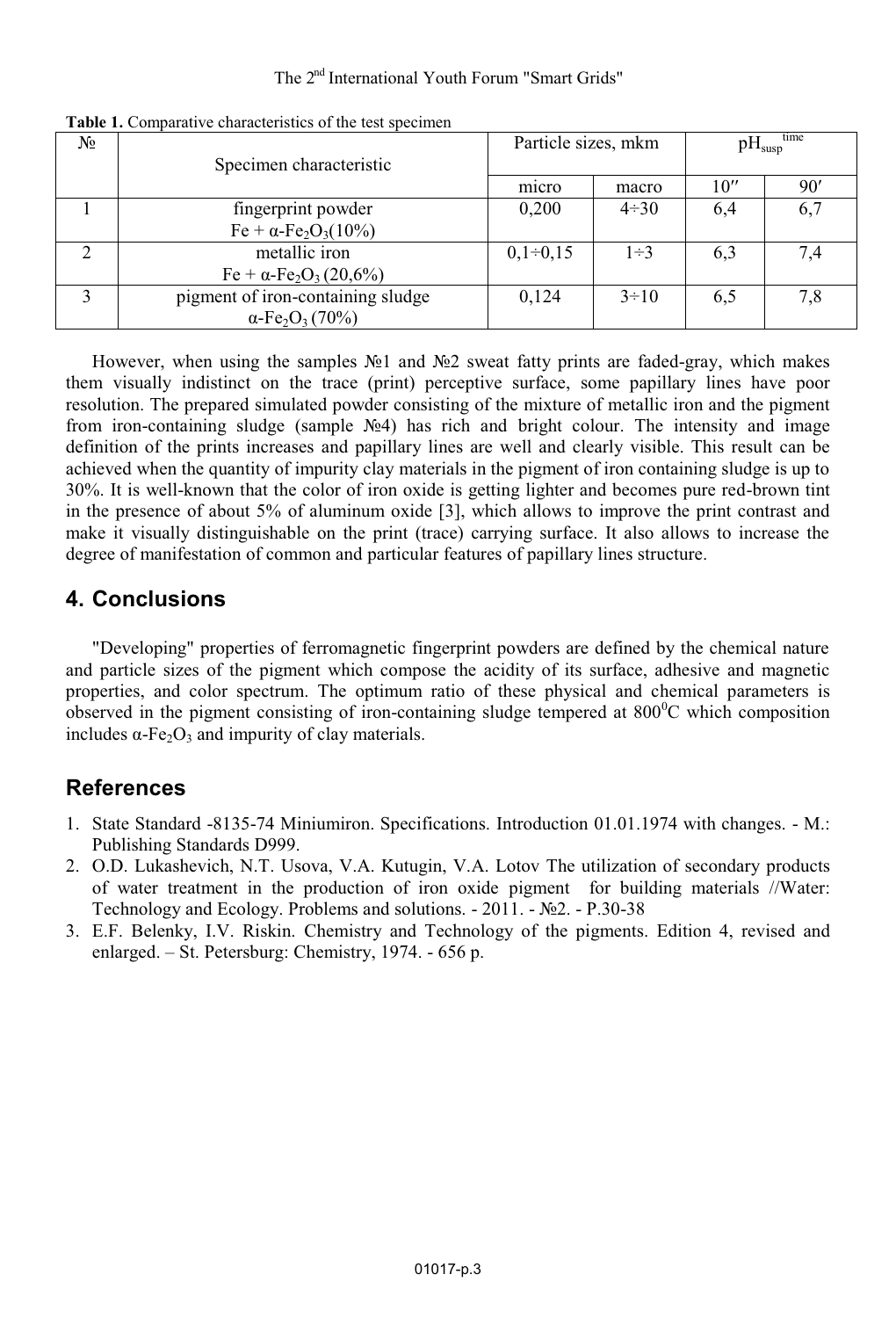**Table 1.** Comparative characteristics of the test specimen

| № | Specimen characteristic | Particle sizes, mkm | | $pH_{susp}^{time}$ | |
|---|---|---|---|---|---|
| | | micro | macro | 10″ | 90′ |
| 1 | fingerprint powder $Fe + \alpha\text{-}Fe_2O_3(10\%)$ | 0,200 | 4÷30 | 6,4 | 6,7 |
| 2 | metallic iron $Fe + \alpha\text{-}Fe_2O_3\,(20,6\%)$ | 0,1÷0,15 | 1÷3 | 6,3 | 7,4 |
| 3 | pigment of iron-containing sludge $\alpha\text{-}Fe_2O_3\,(70\%)$ | 0,124 | 3÷10 | 6,5 | 7,8 |

However, when using the samples №1 and №2 sweat fatty prints are faded-gray, which makes them visually indistinct on the trace (print) perceptive surface, some papillary lines have poor resolution. The prepared simulated powder consisting of the mixture of metallic iron and the pigment from iron-containing sludge (sample №4) has rich and bright colour. The intensity and image definition of the prints increases and papillary lines are well and clearly visible. This result can be achieved when the quantity of impurity clay materials in the pigment of iron containing sludge is up to 30%. It is well-known that the color of iron oxide is getting lighter and becomes pure red-brown tint in the presence of about 5% of aluminum oxide [3], which allows to improve the print contrast and make it visually distinguishable on the print (trace) carrying surface. It also allows to increase the degree of manifestation of common and particular features of papillary lines structure.

## 4. Conclusions

"Developing" properties of ferromagnetic fingerprint powders are defined by the chemical nature and particle sizes of the pigment which compose the acidity of its surface, adhesive and magnetic properties, and color spectrum. The optimum ratio of these physical and chemical parameters is observed in the pigment consisting of iron-containing sludge tempered at $800^0C$ which composition includes $\alpha\text{-}Fe_2O_3$ and impurity of clay materials.

## References

1. State Standard -8135-74 Miniumiron. Specifications. Introduction 01.01.1974 with changes. - M.: Publishing Standards D999.
2. O.D. Lukashevich, N.T. Usova, V.A. Kutugin, V.A. Lotov The utilization of secondary products of water treatment in the production of iron oxide pigment for building materials //Water: Technology and Ecology. Problems and solutions. - 2011. - №2. - P.30-38
3. E.F. Belenky, I.V. Riskin. Chemistry and Technology of the pigments. Edition 4, revised and enlarged. – St. Petersburg: Chemistry, 1974. - 656 p.